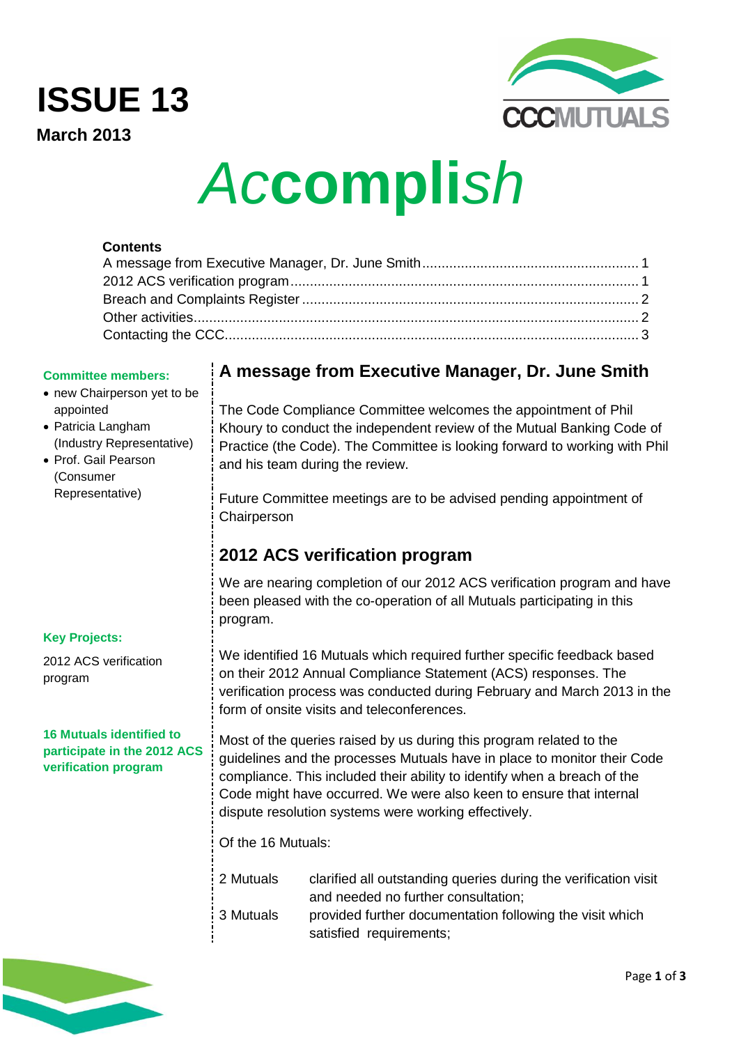# ISSUE 13

**March 2013**

CCCMUTUALS

# *Accomplish*

**Contents**

A message from Executive Manager, Dr. June Smith .......... 1
2012 ACS verification program .......... 1
Breach and Complaints Register .......... 2
Other activities .......... 2
Contacting the CCC .......... 3

**Committee members:**

- new Chairperson yet to be appointed
- Patricia Langham (Industry Representative)
- Prof. Gail Pearson (Consumer Representative)

**Key Projects:**

2012 ACS verification program

**16 Mutuals identified to participate in the 2012 ACS verification program**

## A message from Executive Manager, Dr. June Smith

The Code Compliance Committee welcomes the appointment of Phil Khoury to conduct the independent review of the Mutual Banking Code of Practice (the Code). The Committee is looking forward to working with Phil and his team during the review.

Future Committee meetings are to be advised pending appointment of Chairperson

## 2012 ACS verification program

We are nearing completion of our 2012 ACS verification program and have been pleased with the co-operation of all Mutuals participating in this program.

We identified 16 Mutuals which required further specific feedback based on their 2012 Annual Compliance Statement (ACS) responses. The verification process was conducted during February and March 2013 in the form of onsite visits and teleconferences.

Most of the queries raised by us during this program related to the guidelines and the processes Mutuals have in place to monitor their Code compliance. This included their ability to identify when a breach of the Code might have occurred. We were also keen to ensure that internal dispute resolution systems were working effectively.

Of the 16 Mutuals:

| | |
|---|---|
| 2 Mutuals | clarified all outstanding queries during the verification visit and needed no further consultation; |
| 3 Mutuals | provided further documentation following the visit which satisfied requirements; |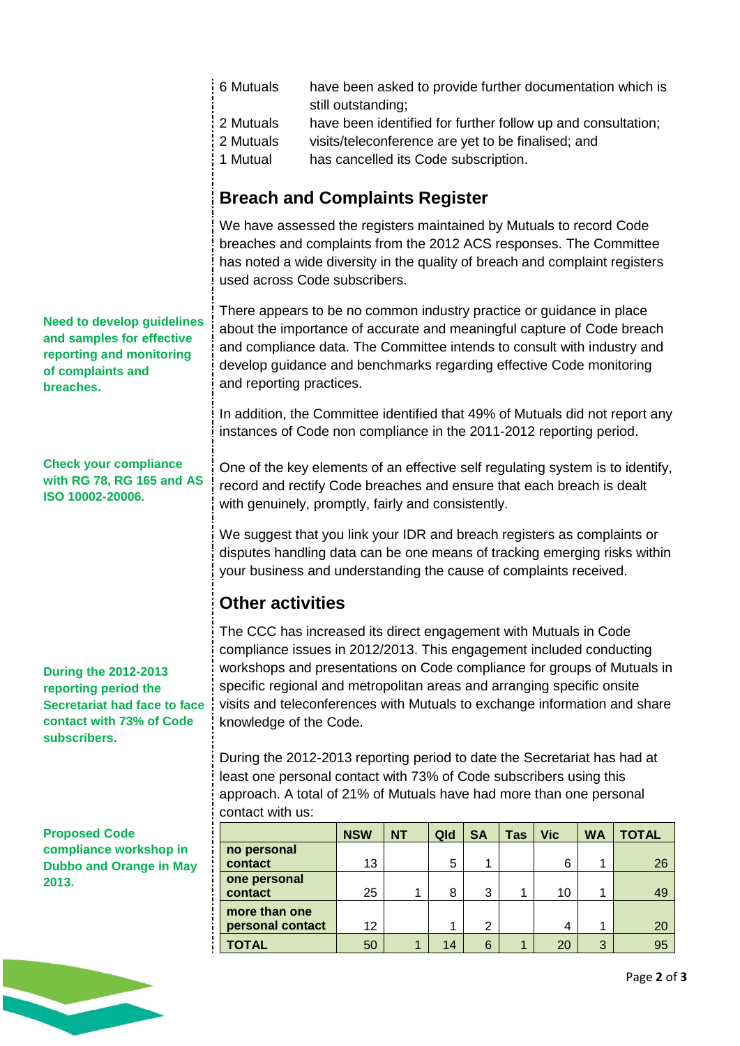| | |
|---|---|
| 6 Mutuals | have been asked to provide further documentation which is still outstanding; |
| 2 Mutuals | have been identified for further follow up and consultation; |
| 2 Mutuals | visits/teleconference are yet to be finalised; and |
| 1 Mutual | has cancelled its Code subscription. |

## Breach and Complaints Register

We have assessed the registers maintained by Mutuals to record Code breaches and complaints from the 2012 ACS responses. The Committee has noted a wide diversity in the quality of breach and complaint registers used across Code subscribers.

**Need to develop guidelines and samples for effective reporting and monitoring of complaints and breaches.**

There appears to be no common industry practice or guidance in place about the importance of accurate and meaningful capture of Code breach and compliance data. The Committee intends to consult with industry and develop guidance and benchmarks regarding effective Code monitoring and reporting practices.

In addition, the Committee identified that 49% of Mutuals did not report any instances of Code non compliance in the 2011-2012 reporting period.

**Check your compliance with RG 78, RG 165 and AS ISO 10002-20006.**

One of the key elements of an effective self regulating system is to identify, record and rectify Code breaches and ensure that each breach is dealt with genuinely, promptly, fairly and consistently.

We suggest that you link your IDR and breach registers as complaints or disputes handling data can be one means of tracking emerging risks within your business and understanding the cause of complaints received.

## Other activities

The CCC has increased its direct engagement with Mutuals in Code compliance issues in 2012/2013. This engagement included conducting workshops and presentations on Code compliance for groups of Mutuals in specific regional and metropolitan areas and arranging specific onsite visits and teleconferences with Mutuals to exchange information and share knowledge of the Code.

**During the 2012-2013 reporting period the Secretariat had face to face contact with 73% of Code subscribers.**

During the 2012-2013 reporting period to date the Secretariat has had at least one personal contact with 73% of Code subscribers using this approach. A total of 21% of Mutuals have had more than one personal contact with us:

**Proposed Code compliance workshop in Dubbo and Orange in May 2013.**

| | NSW | NT | Qld | SA | Tas | Vic | WA | TOTAL |
|---|---|---|---|---|---|---|---|---|
| **no personal contact** | 13 | | 5 | 1 | | 6 | 1 | 26 |
| **one personal contact** | 25 | 1 | 8 | 3 | 1 | 10 | 1 | 49 |
| **more than one personal contact** | 12 | | 1 | 2 | | 4 | 1 | 20 |
| **TOTAL** | 50 | 1 | 14 | 6 | 1 | 20 | 3 | 95 |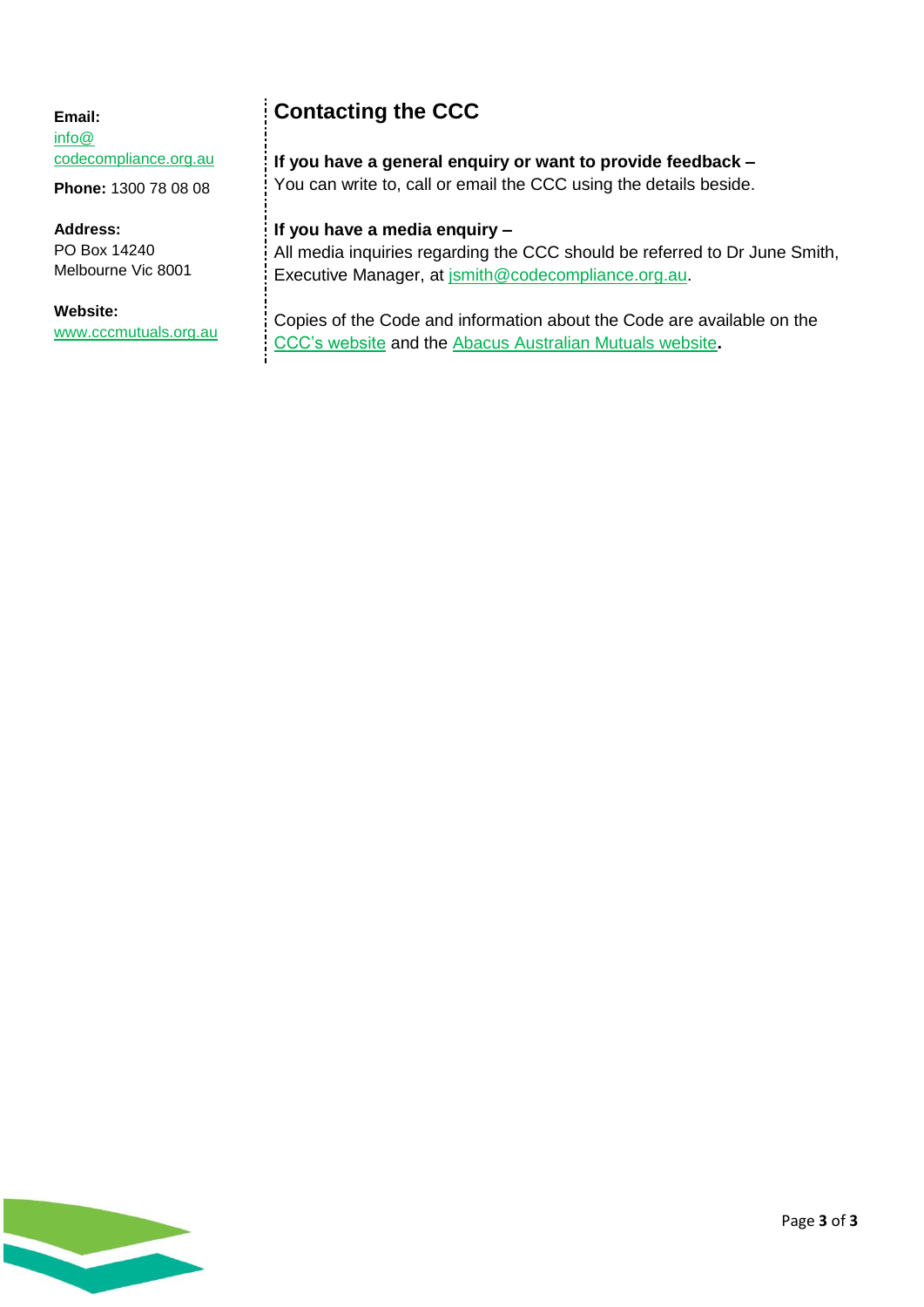**Email:**
info@
codecompliance.org.au

**Phone:** 1300 78 08 08

**Address:**
PO Box 14240
Melbourne Vic 8001

**Website:**
www.cccmutuals.org.au

## Contacting the CCC

**If you have a general enquiry or want to provide feedback –**
You can write to, call or email the CCC using the details beside.

**If you have a media enquiry –**
All media inquiries regarding the CCC should be referred to Dr June Smith, Executive Manager, at jsmith@codecompliance.org.au.

Copies of the Code and information about the Code are available on the CCC's website and the Abacus Australian Mutuals website**.**